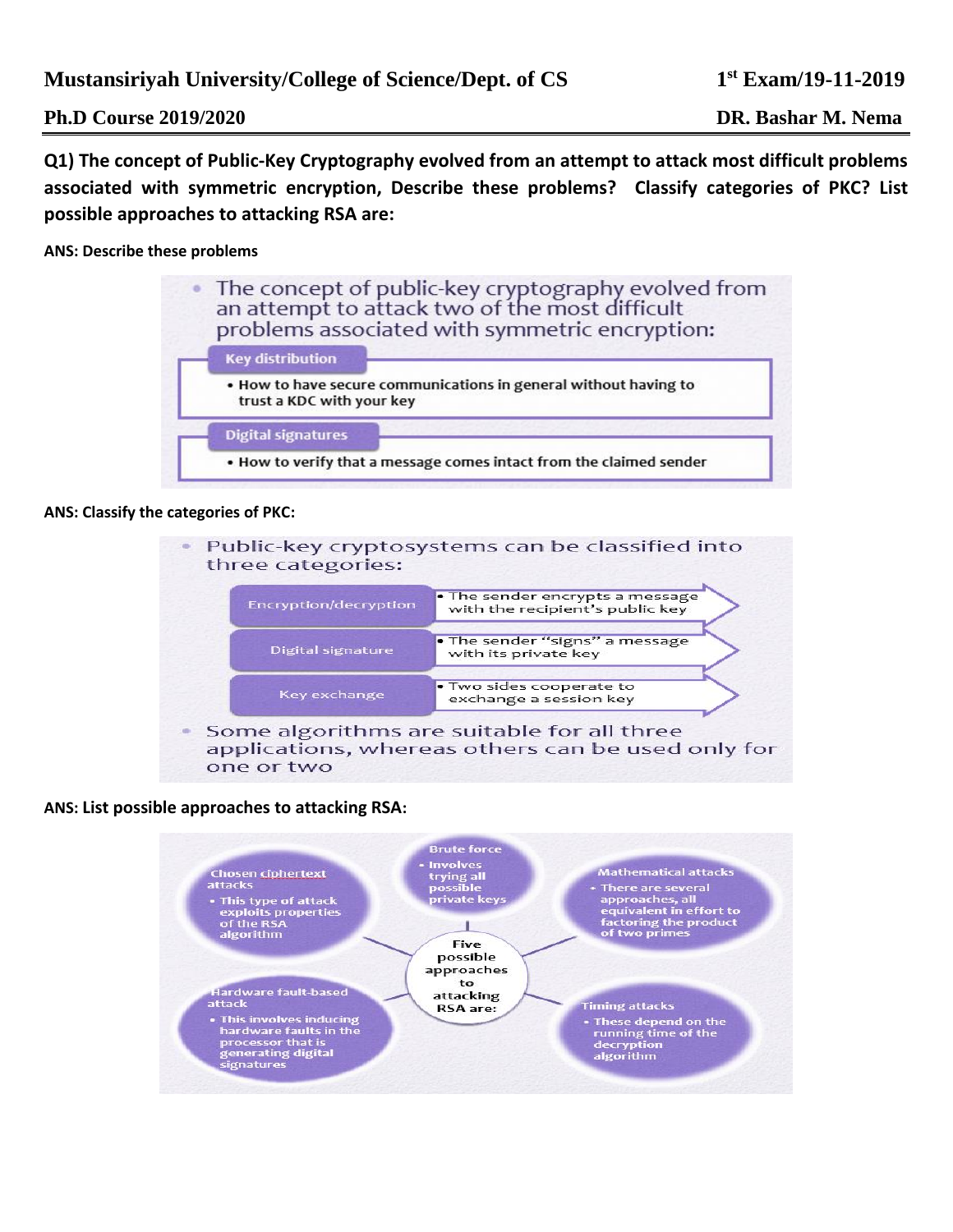**Mustansiriyah University/College of Science/Dept. of CS** **1st Exam/19-11-2019**

**Ph.D Course 2019/2020** **DR. Bashar M. Nema**

**Q1) The concept of Public-Key Cryptography evolved from an attempt to attack most difficult problems associated with symmetric encryption, Describe these problems? Classify categories of PKC? List possible approaches to attacking RSA are:**

**ANS: Describe these problems**

- The concept of public-key cryptography evolved from an attempt to attack two of the most difficult problems associated with symmetric encryption:

**Key distribution**

- How to have secure communications in general without having to trust a KDC with your key

**Digital signatures**

- How to verify that a message comes intact from the claimed sender

**ANS: Classify the categories of PKC:**

- Public-key cryptosystems can be classified into three categories:

| Category | Description |
|---|---|
| Encryption/decryption | The sender encrypts a message with the recipient's public key |
| Digital signature | The sender "signs" a message with its private key |
| Key exchange | Two sides cooperate to exchange a session key |

- Some algorithms are suitable for all three applications, whereas others can be used only for one or two

**ANS: List possible approaches to attacking RSA:**

Five possible approaches to attacking RSA are:

- **Brute force**
  - Involves trying all possible private keys
- **Mathematical attacks**
  - There are several approaches, all equivalent in effort to factoring the product of two primes
- **Timing attacks**
  - These depend on the running time of the decryption algorithm
- **Hardware fault-based attack**
  - This involves inducing hardware faults in the processor that is generating digital signatures
- **Chosen ciphertext attacks**
  - This type of attack exploits properties of the RSA algorithm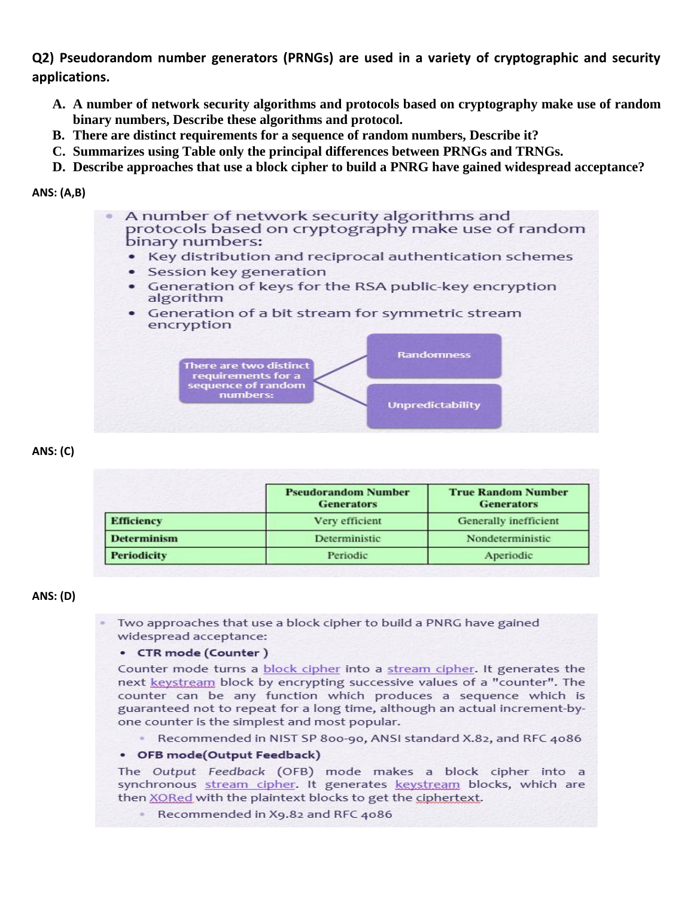**Q2) Pseudorandom number generators (PRNGs) are used in a variety of cryptographic and security applications.**

A. **A number of network security algorithms and protocols based on cryptography make use of random binary numbers, Describe these algorithms and protocol.**
B. **There are distinct requirements for a sequence of random numbers, Describe it?**
C. **Summarizes using Table only the principal differences between PRNGs and TRNGs.**
D. **Describe approaches that use a block cipher to build a PNRG have gained widespread acceptance?**

**ANS: (A,B)**

- A number of network security algorithms and protocols based on cryptography make use of random binary numbers:
  - Key distribution and reciprocal authentication schemes
  - Session key generation
  - Generation of keys for the RSA public-key encryption algorithm
  - Generation of a bit stream for symmetric stream encryption

There are two distinct requirements for a sequence of random numbers:

- Randomness
- Unpredictability

**ANS: (C)**

| | Pseudorandom Number Generators | True Random Number Generators |
|---|---|---|
| **Efficiency** | Very efficient | Generally inefficient |
| **Determinism** | Deterministic | Nondeterministic |
| **Periodicity** | Periodic | Aperiodic |

**ANS: (D)**

- Two approaches that use a block cipher to build a PNRG have gained widespread acceptance:
  - **CTR mode (Counter )**

    Counter mode turns a block cipher into a stream cipher. It generates the next keystream block by encrypting successive values of a "counter". The counter can be any function which produces a sequence which is guaranteed not to repeat for a long time, although an actual increment-by-one counter is the simplest and most popular.

    - Recommended in NIST SP 800-90, ANSI standard X.82, and RFC 4086
  - **OFB mode(Output Feedback)**

    The *Output Feedback* (OFB) mode makes a block cipher into a synchronous stream cipher. It generates keystream blocks, which are then XORed with the plaintext blocks to get the ciphertext.

    - Recommended in X9.82 and RFC 4086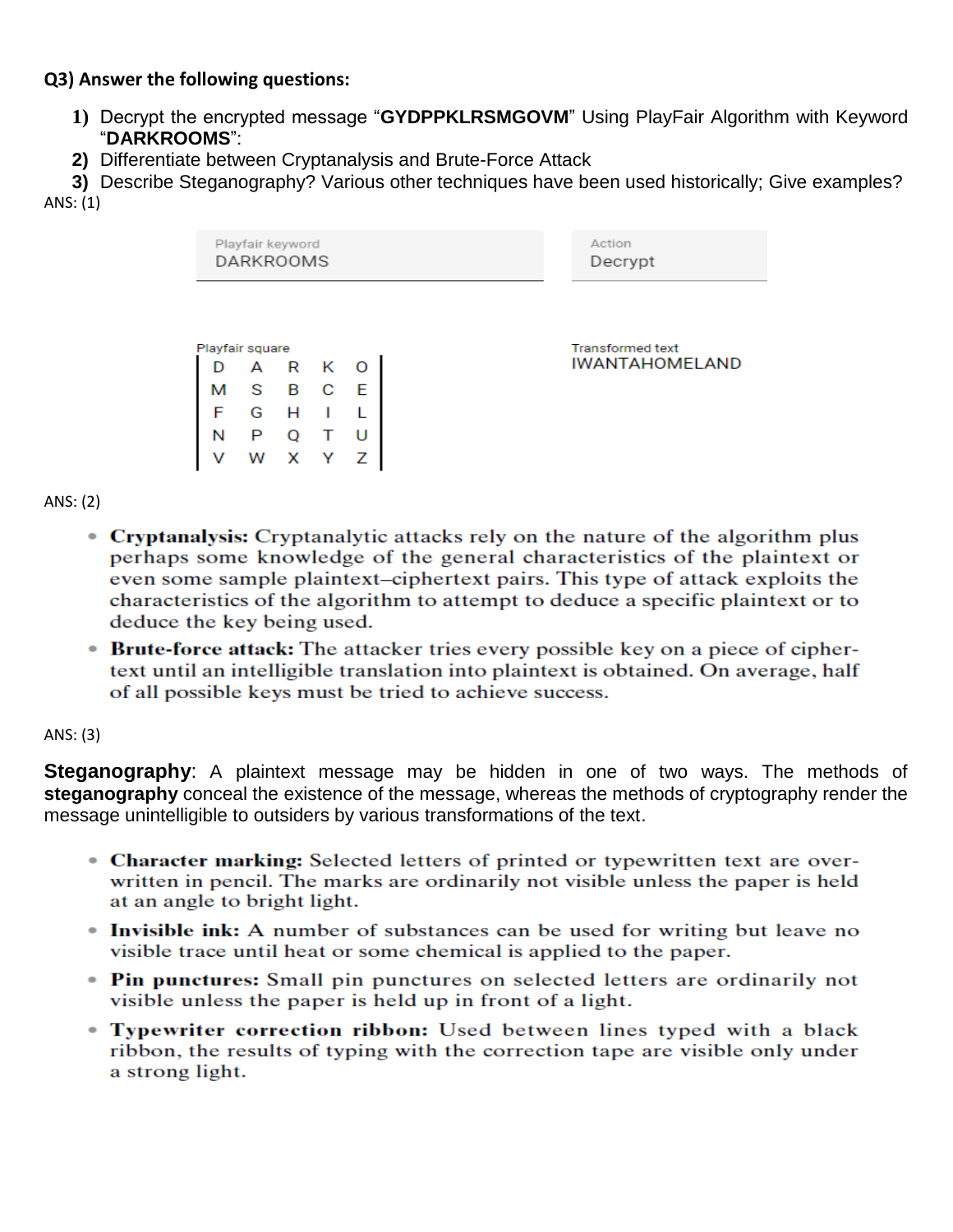**Q3) Answer the following questions:**

1) Decrypt the encrypted message "**GYDPPKLRSMGOVM**" Using PlayFair Algorithm with Keyword "**DARKROOMS**":
2) Differentiate between Cryptanalysis and Brute-Force Attack
3) Describe Steganography? Various other techniques have been used historically; Give examples?

ANS: (1)

Playfair keyword
DARKROOMS

Action
Decrypt

Playfair square

| D | A | R | K | O |
|---|---|---|---|---|
| M | S | B | C | E |
| F | G | H | I | L |
| N | P | Q | T | U |
| V | W | X | Y | Z |

Transformed text
IWANTAHOMELAND

ANS: (2)

- **Cryptanalysis:** Cryptanalytic attacks rely on the nature of the algorithm plus perhaps some knowledge of the general characteristics of the plaintext or even some sample plaintext–ciphertext pairs. This type of attack exploits the characteristics of the algorithm to attempt to deduce a specific plaintext or to deduce the key being used.
- **Brute-force attack:** The attacker tries every possible key on a piece of ciphertext until an intelligible translation into plaintext is obtained. On average, half of all possible keys must be tried to achieve success.

ANS: (3)

**Steganography**: A plaintext message may be hidden in one of two ways. The methods of **steganography** conceal the existence of the message, whereas the methods of cryptography render the message unintelligible to outsiders by various transformations of the text.

- **Character marking:** Selected letters of printed or typewritten text are overwritten in pencil. The marks are ordinarily not visible unless the paper is held at an angle to bright light.
- **Invisible ink:** A number of substances can be used for writing but leave no visible trace until heat or some chemical is applied to the paper.
- **Pin punctures:** Small pin punctures on selected letters are ordinarily not visible unless the paper is held up in front of a light.
- **Typewriter correction ribbon:** Used between lines typed with a black ribbon, the results of typing with the correction tape are visible only under a strong light.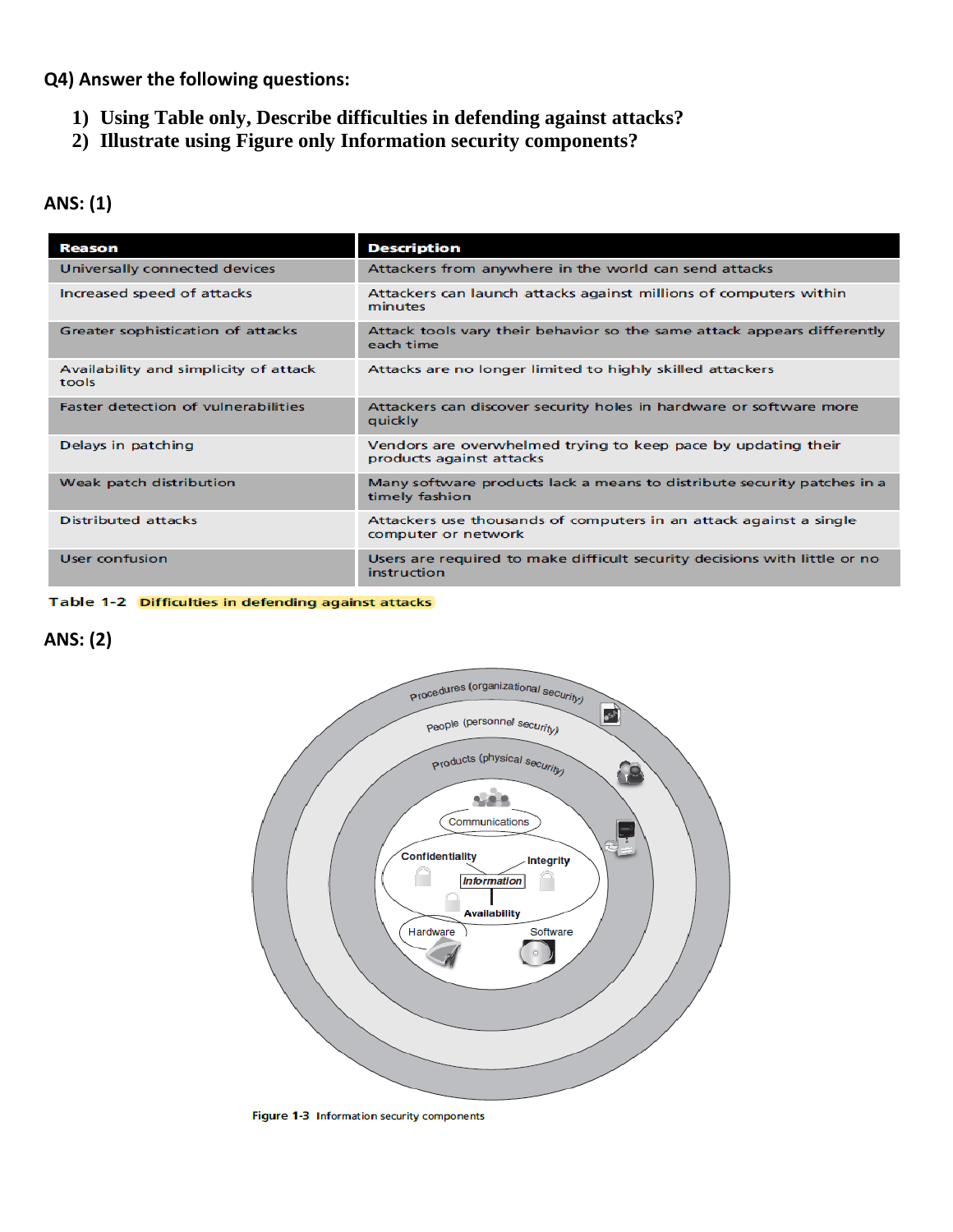**Q4) Answer the following questions:**

1) **Using Table only, Describe difficulties in defending against attacks?**
2) **Illustrate using Figure only Information security components?**

**ANS: (1)**

| Reason | Description |
|---|---|
| Universally connected devices | Attackers from anywhere in the world can send attacks |
| Increased speed of attacks | Attackers can launch attacks against millions of computers within minutes |
| Greater sophistication of attacks | Attack tools vary their behavior so the same attack appears differently each time |
| Availability and simplicity of attack tools | Attacks are no longer limited to highly skilled attackers |
| Faster detection of vulnerabilities | Attackers can discover security holes in hardware or software more quickly |
| Delays in patching | Vendors are overwhelmed trying to keep pace by updating their products against attacks |
| Weak patch distribution | Many software products lack a means to distribute security patches in a timely fashion |
| Distributed attacks | Attackers use thousands of computers in an attack against a single computer or network |
| User confusion | Users are required to make difficult security decisions with little or no instruction |

Table 1-2 Difficulties in defending against attacks

**ANS: (2)**

Procedures (organizational security)

People (personnel security)

Products (physical security)

Communications

Confidentiality

Integrity

Information

Availability

Hardware

Software

**Figure 1-3** Information security components